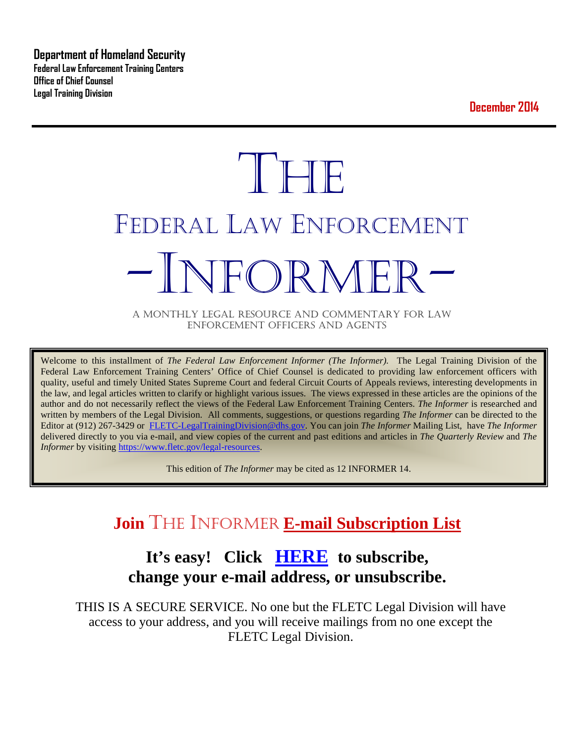**Department of Homeland Security**
**Federal Law Enforcement Training Centers**
**Office of Chief Counsel**
**Legal Training Division**

**December 2014**

---

# THE
# FEDERAL LAW ENFORCEMENT
# -INFORMER-

A MONTHLY LEGAL RESOURCE AND COMMENTARY FOR LAW ENFORCEMENT OFFICERS AND AGENTS

Welcome to this installment of *The Federal Law Enforcement Informer (The Informer).* The Legal Training Division of the Federal Law Enforcement Training Centers' Office of Chief Counsel is dedicated to providing law enforcement officers with quality, useful and timely United States Supreme Court and federal Circuit Courts of Appeals reviews, interesting developments in the law, and legal articles written to clarify or highlight various issues. The views expressed in these articles are the opinions of the author and do not necessarily reflect the views of the Federal Law Enforcement Training Centers. *The Informer* is researched and written by members of the Legal Division. All comments, suggestions, or questions regarding *The Informer* can be directed to the Editor at (912) 267-3429 or FLETC-LegalTrainingDivision@dhs.gov. You can join *The Informer* Mailing List, have *The Informer* delivered directly to you via e-mail, and view copies of the current and past editions and articles in *The Quarterly Review* and *The Informer* by visiting https://www.fletc.gov/legal-resources.

This edition of *The Informer* may be cited as 12 INFORMER 14.

## Join THE INFORMER E-mail Subscription List

### It's easy! Click HERE to subscribe, change your e-mail address, or unsubscribe.

THIS IS A SECURE SERVICE. No one but the FLETC Legal Division will have access to your address, and you will receive mailings from no one except the FLETC Legal Division.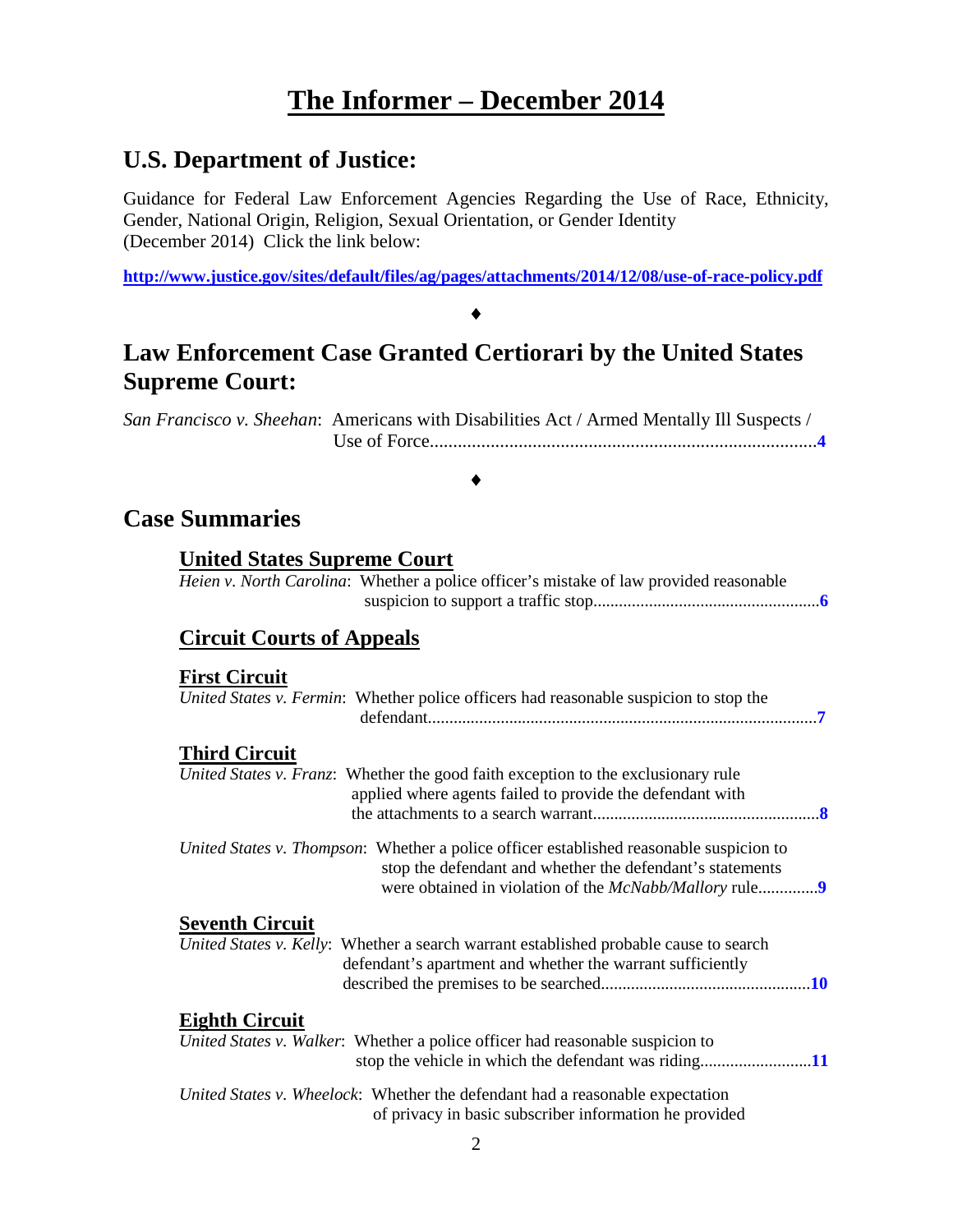# The Informer – December 2014

## U.S. Department of Justice:

Guidance for Federal Law Enforcement Agencies Regarding the Use of Race, Ethnicity, Gender, National Origin, Religion, Sexual Orientation, or Gender Identity (December 2014) Click the link below:

**http://www.justice.gov/sites/default/files/ag/pages/attachments/2014/12/08/use-of-race-policy.pdf**

♦

## Law Enforcement Case Granted Certiorari by the United States Supreme Court:

*San Francisco v. Sheehan*: Americans with Disabilities Act / Armed Mentally Ill Suspects / Use of Force....................................................................................**4**

♦

## Case Summaries

### United States Supreme Court

*Heien v. North Carolina*: Whether a police officer's mistake of law provided reasonable suspicion to support a traffic stop....................................................**6**

### Circuit Courts of Appeals

#### First Circuit

*United States v. Fermin*: Whether police officers had reasonable suspicion to stop the defendant..........................................................................................**7**

#### Third Circuit

*United States v. Franz*: Whether the good faith exception to the exclusionary rule applied where agents failed to provide the defendant with the attachments to a search warrant....................................................**8**

*United States v. Thompson*: Whether a police officer established reasonable suspicion to stop the defendant and whether the defendant's statements were obtained in violation of the *McNabb/Mallory* rule..............**9**

#### Seventh Circuit

*United States v. Kelly*: Whether a search warrant established probable cause to search defendant's apartment and whether the warrant sufficiently described the premises to be searched................................................**10**

#### Eighth Circuit

*United States v. Walker*: Whether a police officer had reasonable suspicion to stop the vehicle in which the defendant was riding..........................**11**

*United States v. Wheelock*: Whether the defendant had a reasonable expectation of privacy in basic subscriber information he provided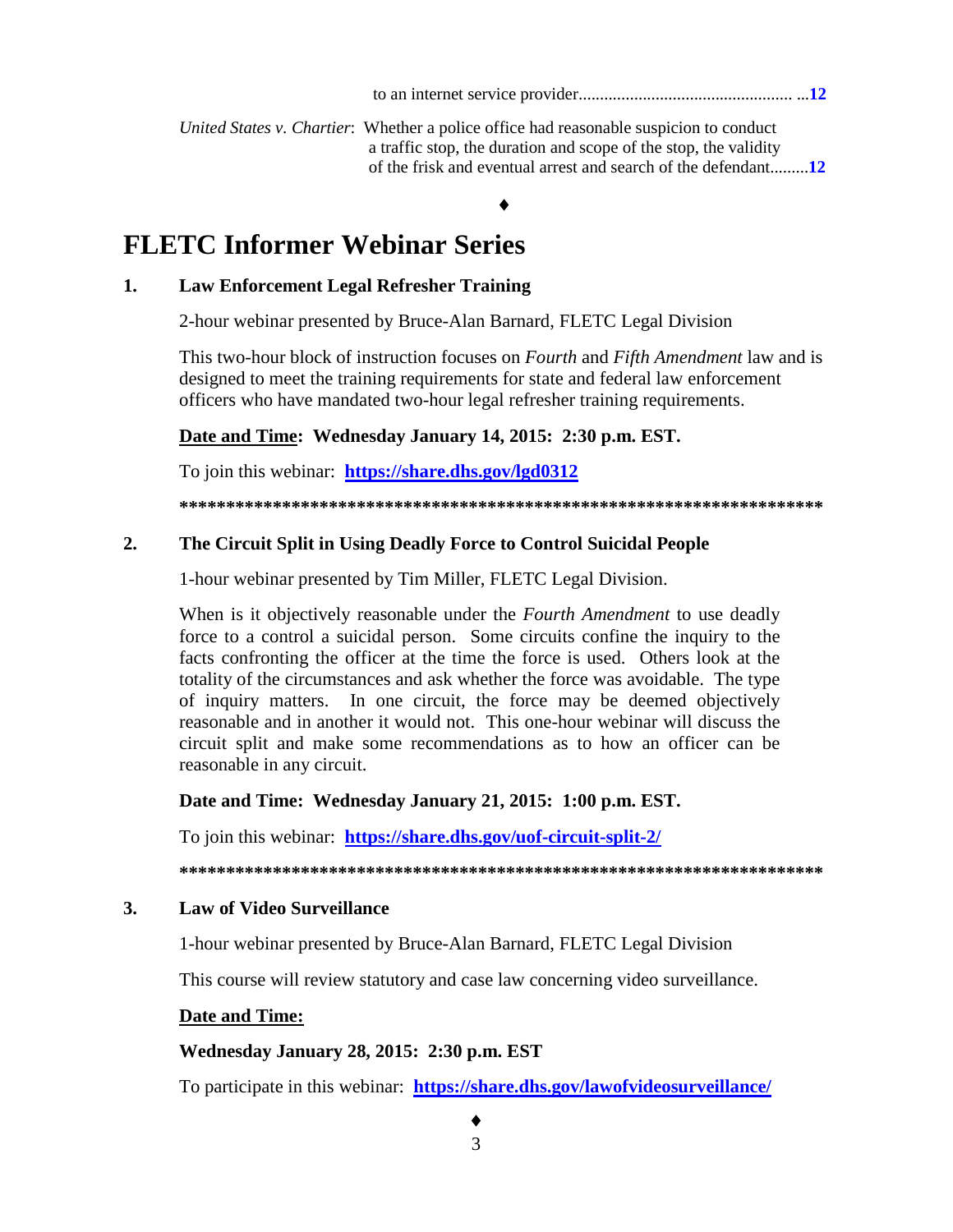to an internet service provider.................................................. ...**12**

*United States v. Chartier*: Whether a police office had reasonable suspicion to conduct a traffic stop, the duration and scope of the stop, the validity of the frisk and eventual arrest and search of the defendant.........**12**

♦

# FLETC Informer Webinar Series

## 1. Law Enforcement Legal Refresher Training

2-hour webinar presented by Bruce-Alan Barnard, FLETC Legal Division

This two-hour block of instruction focuses on *Fourth* and *Fifth Amendment* law and is designed to meet the training requirements for state and federal law enforcement officers who have mandated two-hour legal refresher training requirements.

**Date and Time: Wednesday January 14, 2015: 2:30 p.m. EST.**

To join this webinar: **https://share.dhs.gov/lgd0312**

**************************************************************************

## 2. The Circuit Split in Using Deadly Force to Control Suicidal People

1-hour webinar presented by Tim Miller, FLETC Legal Division.

When is it objectively reasonable under the *Fourth Amendment* to use deadly force to a control a suicidal person. Some circuits confine the inquiry to the facts confronting the officer at the time the force is used. Others look at the totality of the circumstances and ask whether the force was avoidable. The type of inquiry matters. In one circuit, the force may be deemed objectively reasonable and in another it would not. This one-hour webinar will discuss the circuit split and make some recommendations as to how an officer can be reasonable in any circuit.

**Date and Time: Wednesday January 21, 2015: 1:00 p.m. EST.**

To join this webinar: **https://share.dhs.gov/uof-circuit-split-2/**

**************************************************************************

## 3. Law of Video Surveillance

1-hour webinar presented by Bruce-Alan Barnard, FLETC Legal Division

This course will review statutory and case law concerning video surveillance.

**Date and Time:**

**Wednesday January 28, 2015: 2:30 p.m. EST**

To participate in this webinar: **https://share.dhs.gov/lawofvideosurveillance/**

♦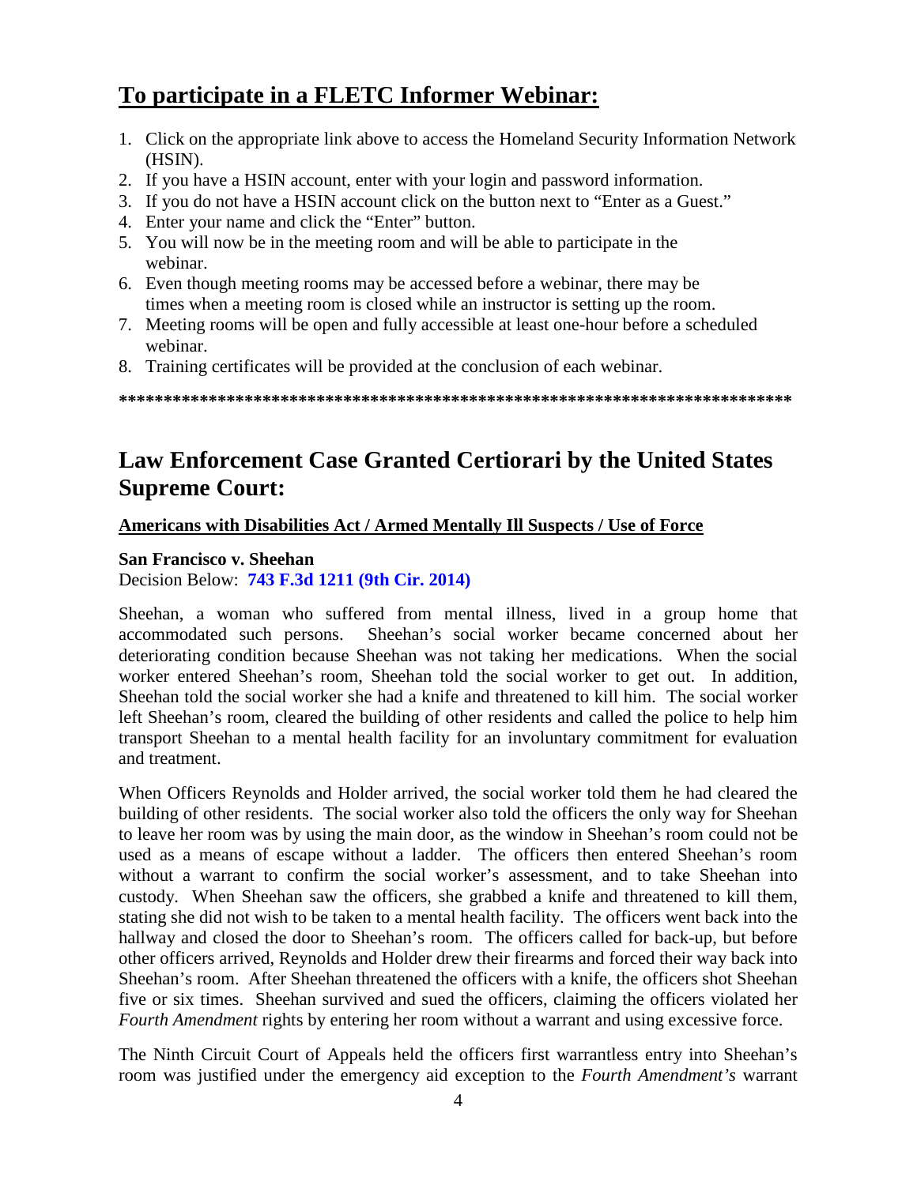## To participate in a FLETC Informer Webinar:

1. Click on the appropriate link above to access the Homeland Security Information Network (HSIN).
2. If you have a HSIN account, enter with your login and password information.
3. If you do not have a HSIN account click on the button next to "Enter as a Guest."
4. Enter your name and click the "Enter" button.
5. You will now be in the meeting room and will be able to participate in the webinar.
6. Even though meeting rooms may be accessed before a webinar, there may be times when a meeting room is closed while an instructor is setting up the room.
7. Meeting rooms will be open and fully accessible at least one-hour before a scheduled webinar.
8. Training certificates will be provided at the conclusion of each webinar.

**\*\*\*\*\*\*\*\*\*\*\*\*\*\*\*\*\*\*\*\*\*\*\*\*\*\*\*\*\*\*\*\*\*\*\*\*\*\*\*\*\*\*\*\*\*\*\*\*\*\*\*\*\*\*\*\*\*\*\*\*\*\*\*\*\*\*\*\*\*\*\*\*\*\*\*\*\*\***

# Law Enforcement Case Granted Certiorari by the United States Supreme Court:

**Americans with Disabilities Act / Armed Mentally Ill Suspects / Use of Force**

**San Francisco v. Sheehan**
Decision Below: **743 F.3d 1211 (9th Cir. 2014)**

Sheehan, a woman who suffered from mental illness, lived in a group home that accommodated such persons. Sheehan's social worker became concerned about her deteriorating condition because Sheehan was not taking her medications. When the social worker entered Sheehan's room, Sheehan told the social worker to get out. In addition, Sheehan told the social worker she had a knife and threatened to kill him. The social worker left Sheehan's room, cleared the building of other residents and called the police to help him transport Sheehan to a mental health facility for an involuntary commitment for evaluation and treatment.

When Officers Reynolds and Holder arrived, the social worker told them he had cleared the building of other residents. The social worker also told the officers the only way for Sheehan to leave her room was by using the main door, as the window in Sheehan's room could not be used as a means of escape without a ladder. The officers then entered Sheehan's room without a warrant to confirm the social worker's assessment, and to take Sheehan into custody. When Sheehan saw the officers, she grabbed a knife and threatened to kill them, stating she did not wish to be taken to a mental health facility. The officers went back into the hallway and closed the door to Sheehan's room. The officers called for back-up, but before other officers arrived, Reynolds and Holder drew their firearms and forced their way back into Sheehan's room. After Sheehan threatened the officers with a knife, the officers shot Sheehan five or six times. Sheehan survived and sued the officers, claiming the officers violated her *Fourth Amendment* rights by entering her room without a warrant and using excessive force.

The Ninth Circuit Court of Appeals held the officers first warrantless entry into Sheehan's room was justified under the emergency aid exception to the *Fourth Amendment's* warrant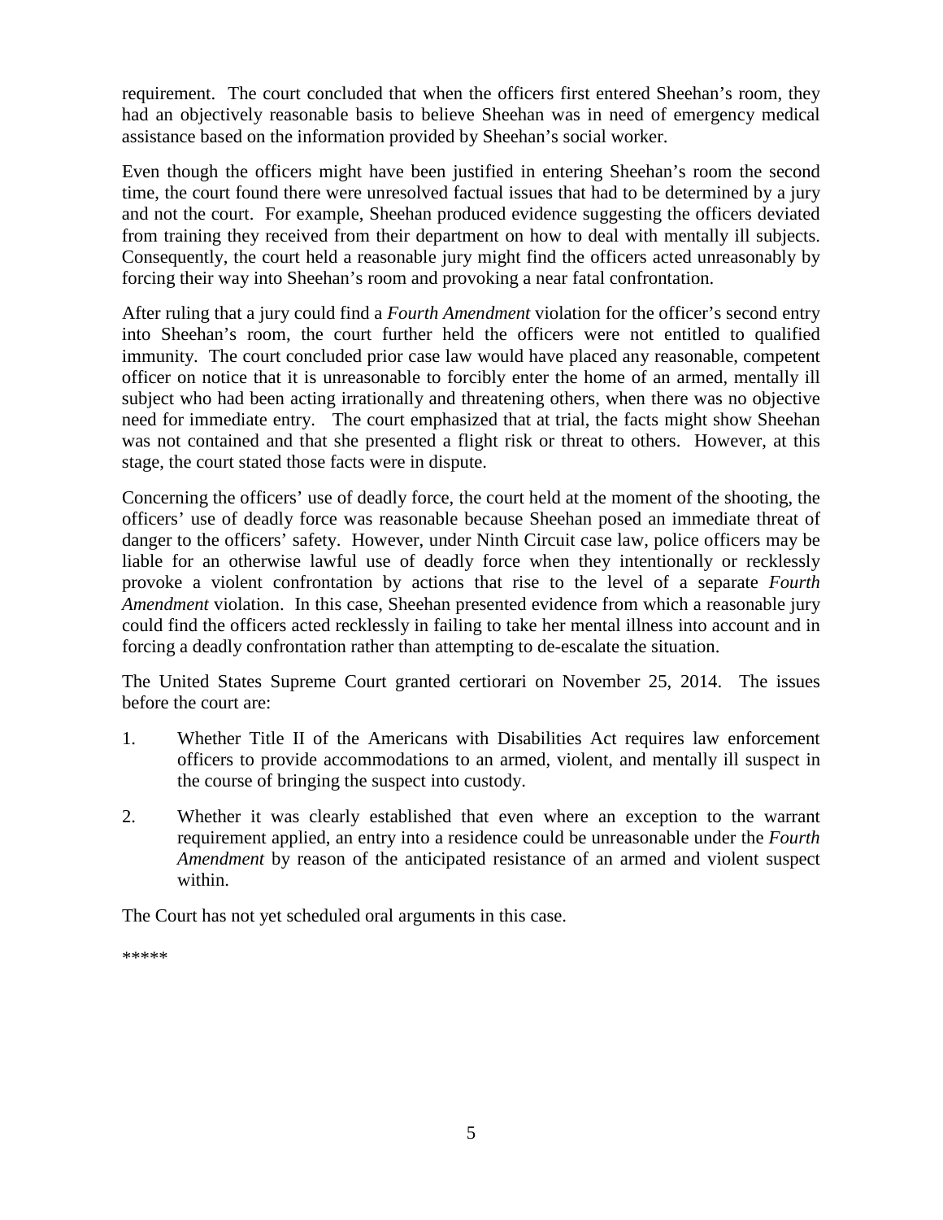requirement. The court concluded that when the officers first entered Sheehan's room, they had an objectively reasonable basis to believe Sheehan was in need of emergency medical assistance based on the information provided by Sheehan's social worker.

Even though the officers might have been justified in entering Sheehan's room the second time, the court found there were unresolved factual issues that had to be determined by a jury and not the court. For example, Sheehan produced evidence suggesting the officers deviated from training they received from their department on how to deal with mentally ill subjects. Consequently, the court held a reasonable jury might find the officers acted unreasonably by forcing their way into Sheehan's room and provoking a near fatal confrontation.

After ruling that a jury could find a *Fourth Amendment* violation for the officer's second entry into Sheehan's room, the court further held the officers were not entitled to qualified immunity. The court concluded prior case law would have placed any reasonable, competent officer on notice that it is unreasonable to forcibly enter the home of an armed, mentally ill subject who had been acting irrationally and threatening others, when there was no objective need for immediate entry. The court emphasized that at trial, the facts might show Sheehan was not contained and that she presented a flight risk or threat to others. However, at this stage, the court stated those facts were in dispute.

Concerning the officers' use of deadly force, the court held at the moment of the shooting, the officers' use of deadly force was reasonable because Sheehan posed an immediate threat of danger to the officers' safety. However, under Ninth Circuit case law, police officers may be liable for an otherwise lawful use of deadly force when they intentionally or recklessly provoke a violent confrontation by actions that rise to the level of a separate *Fourth Amendment* violation. In this case, Sheehan presented evidence from which a reasonable jury could find the officers acted recklessly in failing to take her mental illness into account and in forcing a deadly confrontation rather than attempting to de-escalate the situation.

The United States Supreme Court granted certiorari on November 25, 2014. The issues before the court are:

1. Whether Title II of the Americans with Disabilities Act requires law enforcement officers to provide accommodations to an armed, violent, and mentally ill suspect in the course of bringing the suspect into custody.

2. Whether it was clearly established that even where an exception to the warrant requirement applied, an entry into a residence could be unreasonable under the *Fourth Amendment* by reason of the anticipated resistance of an armed and violent suspect within.

The Court has not yet scheduled oral arguments in this case.

*****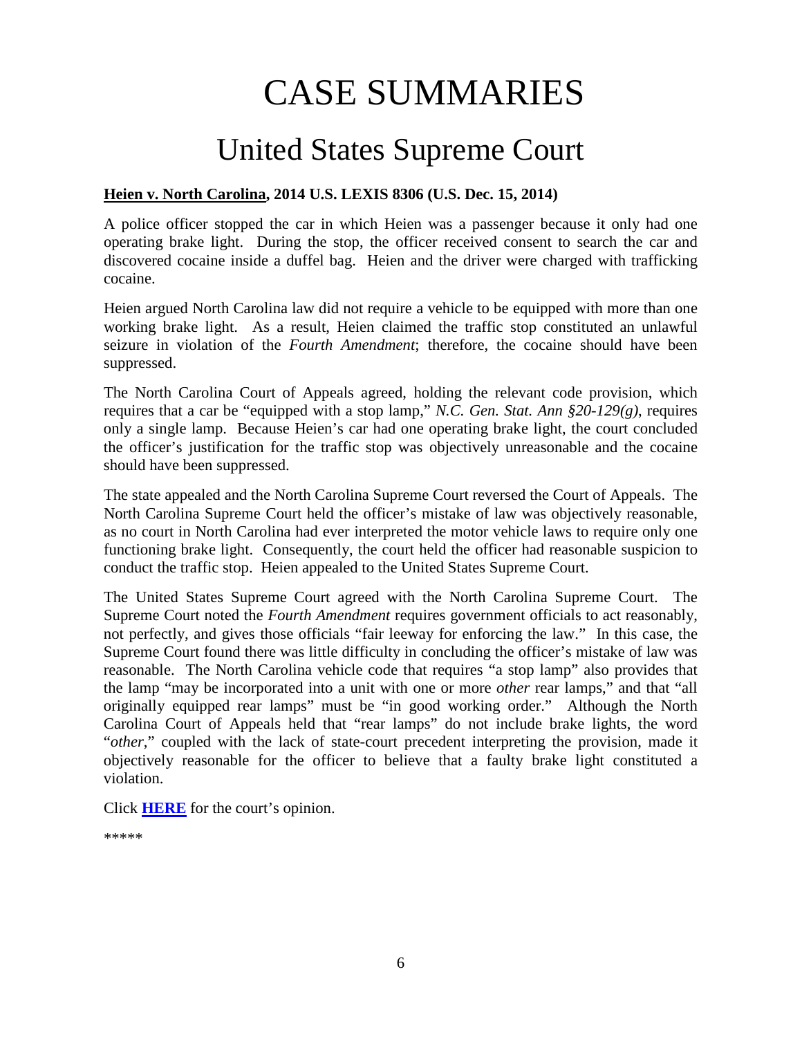# CASE SUMMARIES

## United States Supreme Court

### **Heien v. North Carolina, 2014 U.S. LEXIS 8306 (U.S. Dec. 15, 2014)**

A police officer stopped the car in which Heien was a passenger because it only had one operating brake light. During the stop, the officer received consent to search the car and discovered cocaine inside a duffel bag. Heien and the driver were charged with trafficking cocaine.

Heien argued North Carolina law did not require a vehicle to be equipped with more than one working brake light. As a result, Heien claimed the traffic stop constituted an unlawful seizure in violation of the *Fourth Amendment*; therefore, the cocaine should have been suppressed.

The North Carolina Court of Appeals agreed, holding the relevant code provision, which requires that a car be "equipped with a stop lamp," *N.C. Gen. Stat. Ann §20-129(g)*, requires only a single lamp. Because Heien's car had one operating brake light, the court concluded the officer's justification for the traffic stop was objectively unreasonable and the cocaine should have been suppressed.

The state appealed and the North Carolina Supreme Court reversed the Court of Appeals. The North Carolina Supreme Court held the officer's mistake of law was objectively reasonable, as no court in North Carolina had ever interpreted the motor vehicle laws to require only one functioning brake light. Consequently, the court held the officer had reasonable suspicion to conduct the traffic stop. Heien appealed to the United States Supreme Court.

The United States Supreme Court agreed with the North Carolina Supreme Court. The Supreme Court noted the *Fourth Amendment* requires government officials to act reasonably, not perfectly, and gives those officials "fair leeway for enforcing the law." In this case, the Supreme Court found there was little difficulty in concluding the officer's mistake of law was reasonable. The North Carolina vehicle code that requires "a stop lamp" also provides that the lamp "may be incorporated into a unit with one or more *other* rear lamps," and that "all originally equipped rear lamps" must be "in good working order." Although the North Carolina Court of Appeals held that "rear lamps" do not include brake lights, the word "*other*," coupled with the lack of state-court precedent interpreting the provision, made it objectively reasonable for the officer to believe that a faulty brake light constituted a violation.

Click **HERE** for the court's opinion.

*****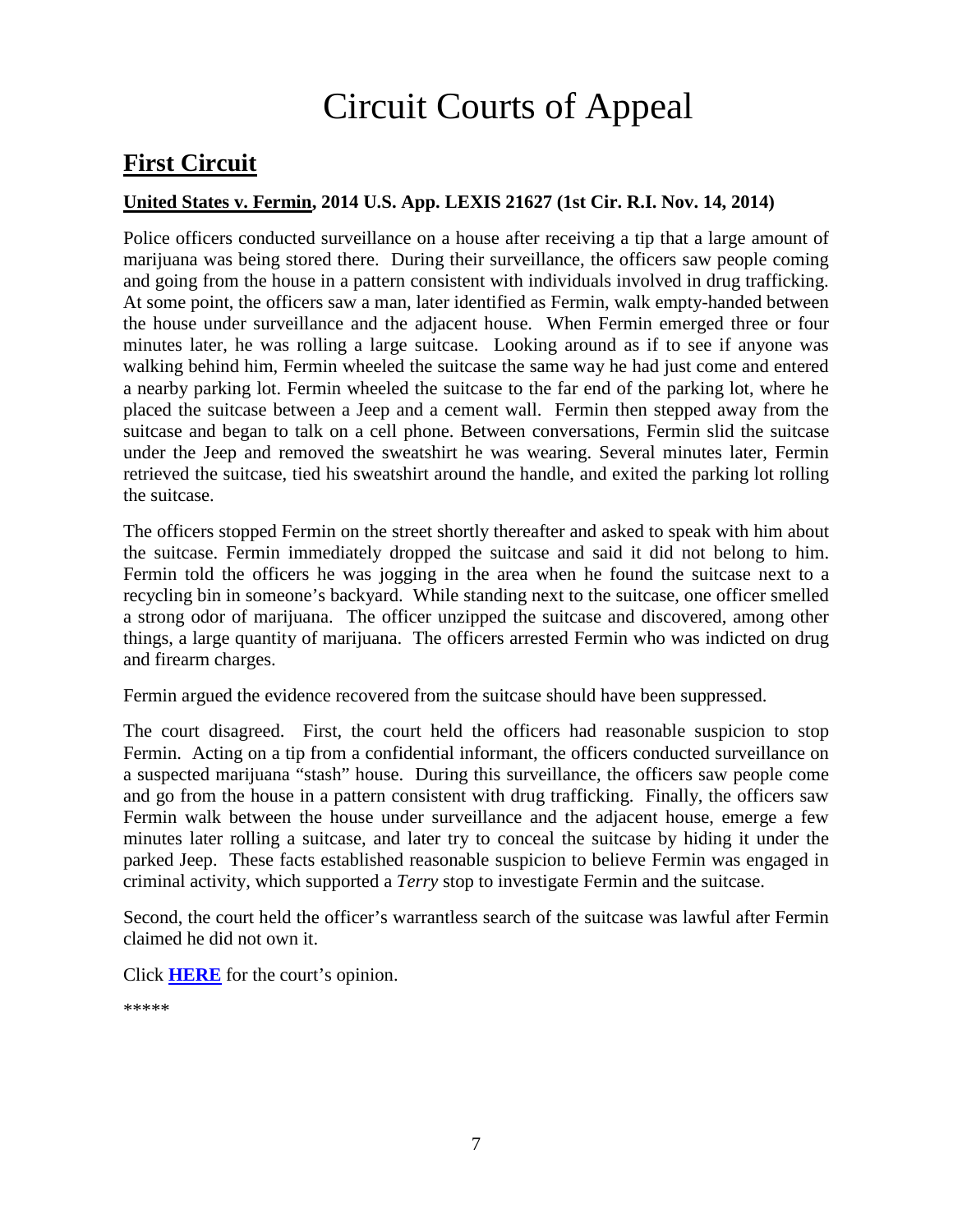# Circuit Courts of Appeal

## First Circuit

**United States v. Fermin, 2014 U.S. App. LEXIS 21627 (1st Cir. R.I. Nov. 14, 2014)**

Police officers conducted surveillance on a house after receiving a tip that a large amount of marijuana was being stored there. During their surveillance, the officers saw people coming and going from the house in a pattern consistent with individuals involved in drug trafficking. At some point, the officers saw a man, later identified as Fermin, walk empty-handed between the house under surveillance and the adjacent house. When Fermin emerged three or four minutes later, he was rolling a large suitcase. Looking around as if to see if anyone was walking behind him, Fermin wheeled the suitcase the same way he had just come and entered a nearby parking lot. Fermin wheeled the suitcase to the far end of the parking lot, where he placed the suitcase between a Jeep and a cement wall. Fermin then stepped away from the suitcase and began to talk on a cell phone. Between conversations, Fermin slid the suitcase under the Jeep and removed the sweatshirt he was wearing. Several minutes later, Fermin retrieved the suitcase, tied his sweatshirt around the handle, and exited the parking lot rolling the suitcase.

The officers stopped Fermin on the street shortly thereafter and asked to speak with him about the suitcase. Fermin immediately dropped the suitcase and said it did not belong to him. Fermin told the officers he was jogging in the area when he found the suitcase next to a recycling bin in someone's backyard. While standing next to the suitcase, one officer smelled a strong odor of marijuana. The officer unzipped the suitcase and discovered, among other things, a large quantity of marijuana. The officers arrested Fermin who was indicted on drug and firearm charges.

Fermin argued the evidence recovered from the suitcase should have been suppressed.

The court disagreed. First, the court held the officers had reasonable suspicion to stop Fermin. Acting on a tip from a confidential informant, the officers conducted surveillance on a suspected marijuana "stash" house. During this surveillance, the officers saw people come and go from the house in a pattern consistent with drug trafficking. Finally, the officers saw Fermin walk between the house under surveillance and the adjacent house, emerge a few minutes later rolling a suitcase, and later try to conceal the suitcase by hiding it under the parked Jeep. These facts established reasonable suspicion to believe Fermin was engaged in criminal activity, which supported a *Terry* stop to investigate Fermin and the suitcase.

Second, the court held the officer's warrantless search of the suitcase was lawful after Fermin claimed he did not own it.

Click **HERE** for the court's opinion.

*****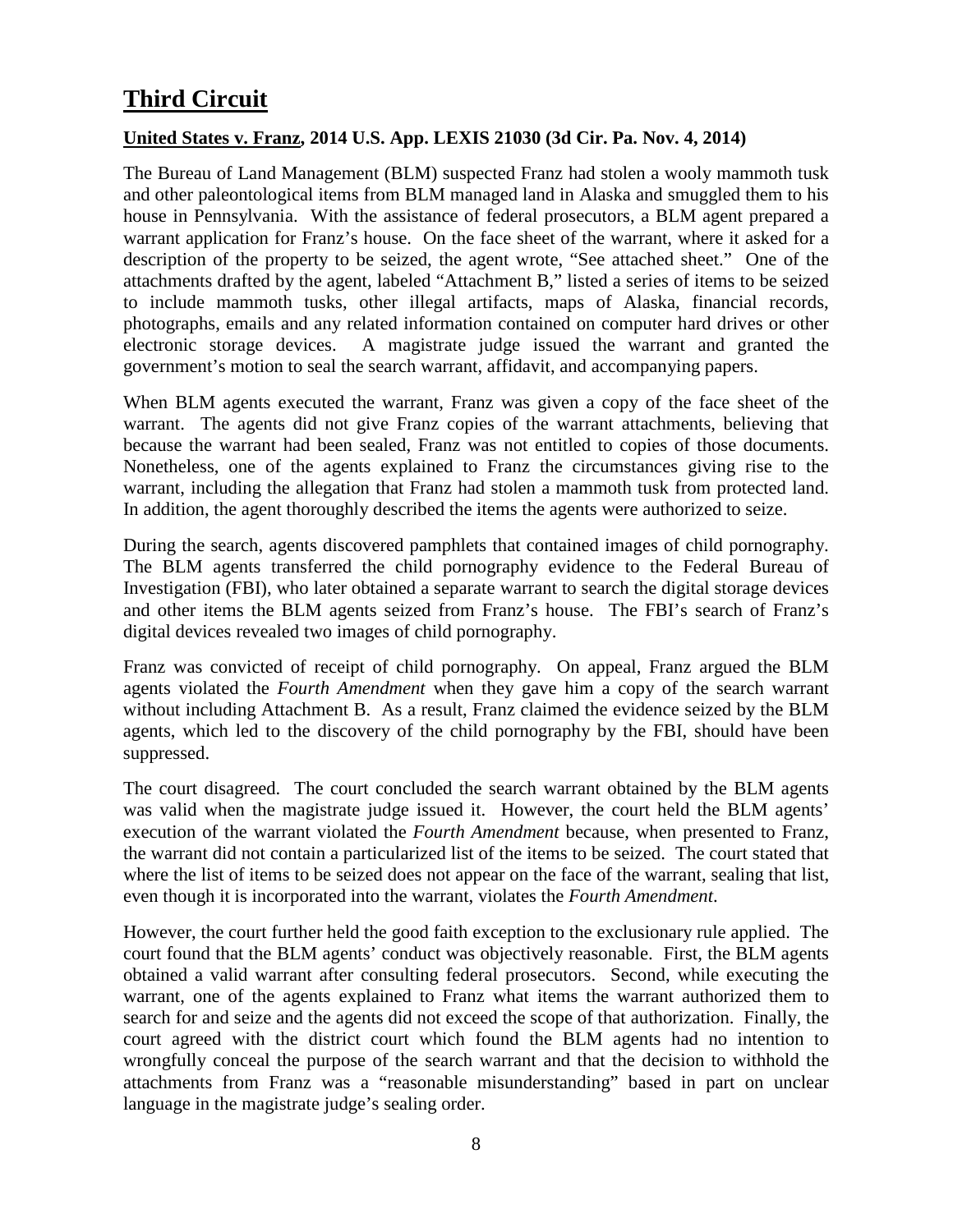# **Third Circuit**

**United States v. Franz, 2014 U.S. App. LEXIS 21030 (3d Cir. Pa. Nov. 4, 2014)**

The Bureau of Land Management (BLM) suspected Franz had stolen a wooly mammoth tusk and other paleontological items from BLM managed land in Alaska and smuggled them to his house in Pennsylvania. With the assistance of federal prosecutors, a BLM agent prepared a warrant application for Franz's house. On the face sheet of the warrant, where it asked for a description of the property to be seized, the agent wrote, "See attached sheet." One of the attachments drafted by the agent, labeled "Attachment B," listed a series of items to be seized to include mammoth tusks, other illegal artifacts, maps of Alaska, financial records, photographs, emails and any related information contained on computer hard drives or other electronic storage devices. A magistrate judge issued the warrant and granted the government's motion to seal the search warrant, affidavit, and accompanying papers.

When BLM agents executed the warrant, Franz was given a copy of the face sheet of the warrant. The agents did not give Franz copies of the warrant attachments, believing that because the warrant had been sealed, Franz was not entitled to copies of those documents. Nonetheless, one of the agents explained to Franz the circumstances giving rise to the warrant, including the allegation that Franz had stolen a mammoth tusk from protected land. In addition, the agent thoroughly described the items the agents were authorized to seize.

During the search, agents discovered pamphlets that contained images of child pornography. The BLM agents transferred the child pornography evidence to the Federal Bureau of Investigation (FBI), who later obtained a separate warrant to search the digital storage devices and other items the BLM agents seized from Franz's house. The FBI's search of Franz's digital devices revealed two images of child pornography.

Franz was convicted of receipt of child pornography. On appeal, Franz argued the BLM agents violated the *Fourth Amendment* when they gave him a copy of the search warrant without including Attachment B. As a result, Franz claimed the evidence seized by the BLM agents, which led to the discovery of the child pornography by the FBI, should have been suppressed.

The court disagreed. The court concluded the search warrant obtained by the BLM agents was valid when the magistrate judge issued it. However, the court held the BLM agents' execution of the warrant violated the *Fourth Amendment* because, when presented to Franz, the warrant did not contain a particularized list of the items to be seized. The court stated that where the list of items to be seized does not appear on the face of the warrant, sealing that list, even though it is incorporated into the warrant, violates the *Fourth Amendment*.

However, the court further held the good faith exception to the exclusionary rule applied. The court found that the BLM agents' conduct was objectively reasonable. First, the BLM agents obtained a valid warrant after consulting federal prosecutors. Second, while executing the warrant, one of the agents explained to Franz what items the warrant authorized them to search for and seize and the agents did not exceed the scope of that authorization. Finally, the court agreed with the district court which found the BLM agents had no intention to wrongfully conceal the purpose of the search warrant and that the decision to withhold the attachments from Franz was a "reasonable misunderstanding" based in part on unclear language in the magistrate judge's sealing order.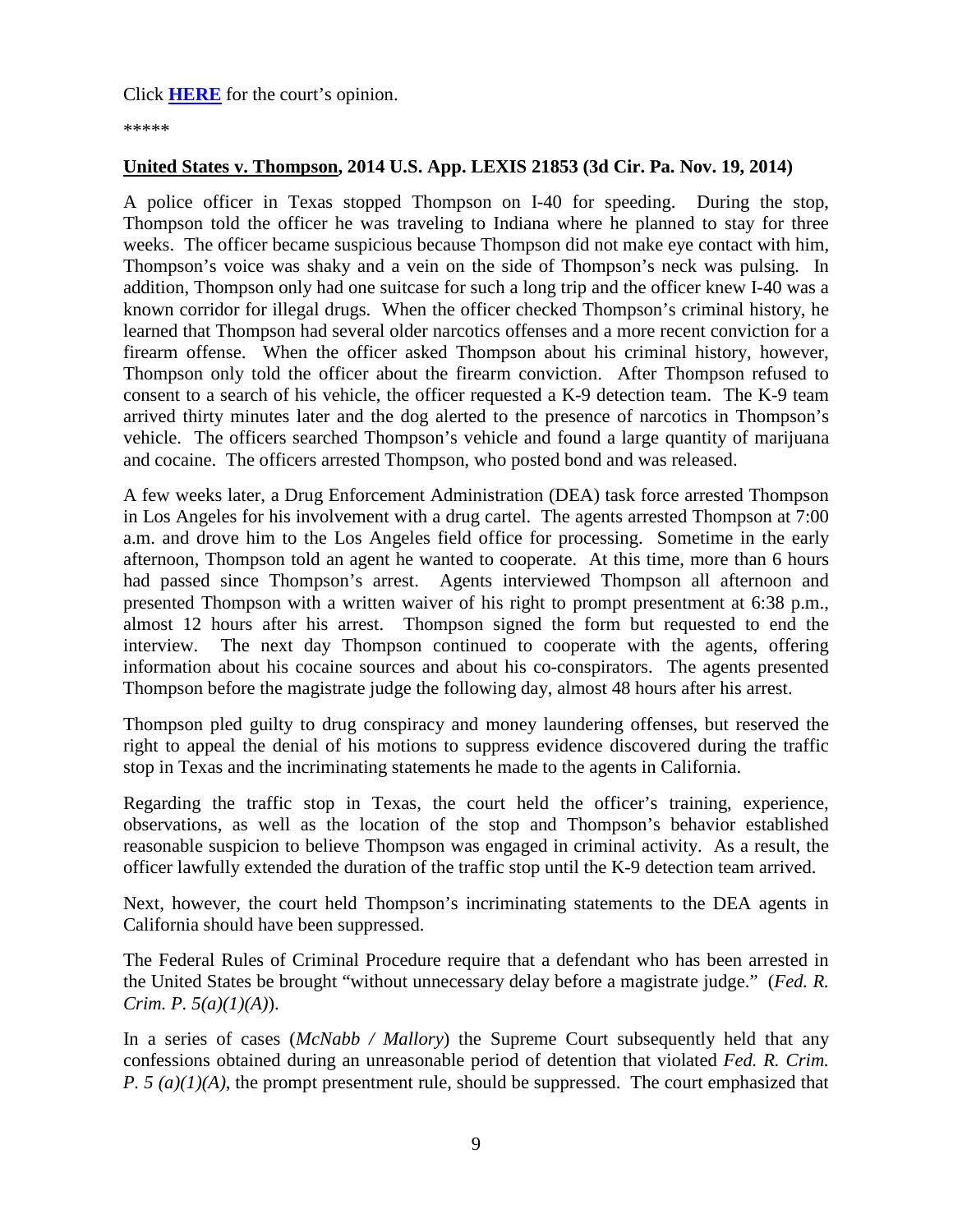Click **HERE** for the court's opinion.

*****

**United States v. Thompson, 2014 U.S. App. LEXIS 21853 (3d Cir. Pa. Nov. 19, 2014)**

A police officer in Texas stopped Thompson on I-40 for speeding. During the stop, Thompson told the officer he was traveling to Indiana where he planned to stay for three weeks. The officer became suspicious because Thompson did not make eye contact with him, Thompson's voice was shaky and a vein on the side of Thompson's neck was pulsing. In addition, Thompson only had one suitcase for such a long trip and the officer knew I-40 was a known corridor for illegal drugs. When the officer checked Thompson's criminal history, he learned that Thompson had several older narcotics offenses and a more recent conviction for a firearm offense. When the officer asked Thompson about his criminal history, however, Thompson only told the officer about the firearm conviction. After Thompson refused to consent to a search of his vehicle, the officer requested a K-9 detection team. The K-9 team arrived thirty minutes later and the dog alerted to the presence of narcotics in Thompson's vehicle. The officers searched Thompson's vehicle and found a large quantity of marijuana and cocaine. The officers arrested Thompson, who posted bond and was released.

A few weeks later, a Drug Enforcement Administration (DEA) task force arrested Thompson in Los Angeles for his involvement with a drug cartel. The agents arrested Thompson at 7:00 a.m. and drove him to the Los Angeles field office for processing. Sometime in the early afternoon, Thompson told an agent he wanted to cooperate. At this time, more than 6 hours had passed since Thompson's arrest. Agents interviewed Thompson all afternoon and presented Thompson with a written waiver of his right to prompt presentment at 6:38 p.m., almost 12 hours after his arrest. Thompson signed the form but requested to end the interview. The next day Thompson continued to cooperate with the agents, offering information about his cocaine sources and about his co-conspirators. The agents presented Thompson before the magistrate judge the following day, almost 48 hours after his arrest.

Thompson pled guilty to drug conspiracy and money laundering offenses, but reserved the right to appeal the denial of his motions to suppress evidence discovered during the traffic stop in Texas and the incriminating statements he made to the agents in California.

Regarding the traffic stop in Texas, the court held the officer's training, experience, observations, as well as the location of the stop and Thompson's behavior established reasonable suspicion to believe Thompson was engaged in criminal activity. As a result, the officer lawfully extended the duration of the traffic stop until the K-9 detection team arrived.

Next, however, the court held Thompson's incriminating statements to the DEA agents in California should have been suppressed.

The Federal Rules of Criminal Procedure require that a defendant who has been arrested in the United States be brought "without unnecessary delay before a magistrate judge." (*Fed. R. Crim. P. 5(a)(1)(A)*).

In a series of cases (*McNabb / Mallory*) the Supreme Court subsequently held that any confessions obtained during an unreasonable period of detention that violated *Fed. R. Crim. P. 5 (a)(1)(A)*, the prompt presentment rule, should be suppressed. The court emphasized that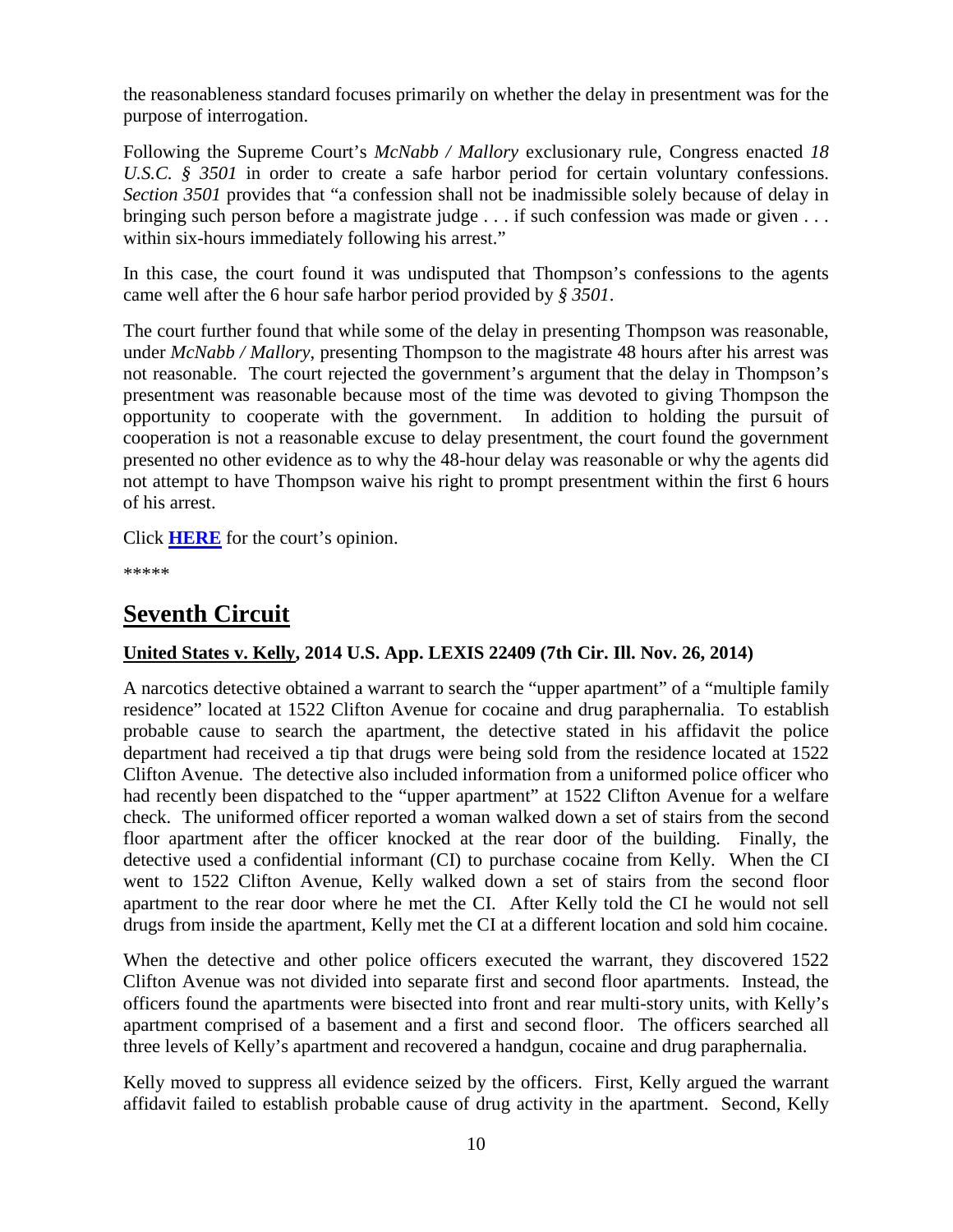the reasonableness standard focuses primarily on whether the delay in presentment was for the purpose of interrogation.

Following the Supreme Court's *McNabb / Mallory* exclusionary rule, Congress enacted *18 U.S.C. § 3501* in order to create a safe harbor period for certain voluntary confessions. *Section 3501* provides that "a confession shall not be inadmissible solely because of delay in bringing such person before a magistrate judge . . . if such confession was made or given . . . within six-hours immediately following his arrest."

In this case, the court found it was undisputed that Thompson's confessions to the agents came well after the 6 hour safe harbor period provided by *§ 3501*.

The court further found that while some of the delay in presenting Thompson was reasonable, under *McNabb / Mallory*, presenting Thompson to the magistrate 48 hours after his arrest was not reasonable. The court rejected the government's argument that the delay in Thompson's presentment was reasonable because most of the time was devoted to giving Thompson the opportunity to cooperate with the government. In addition to holding the pursuit of cooperation is not a reasonable excuse to delay presentment, the court found the government presented no other evidence as to why the 48-hour delay was reasonable or why the agents did not attempt to have Thompson waive his right to prompt presentment within the first 6 hours of his arrest.

Click **HERE** for the court's opinion.

*****

# Seventh Circuit

**United States v. Kelly, 2014 U.S. App. LEXIS 22409 (7th Cir. Ill. Nov. 26, 2014)**

A narcotics detective obtained a warrant to search the "upper apartment" of a "multiple family residence" located at 1522 Clifton Avenue for cocaine and drug paraphernalia. To establish probable cause to search the apartment, the detective stated in his affidavit the police department had received a tip that drugs were being sold from the residence located at 1522 Clifton Avenue. The detective also included information from a uniformed police officer who had recently been dispatched to the "upper apartment" at 1522 Clifton Avenue for a welfare check. The uniformed officer reported a woman walked down a set of stairs from the second floor apartment after the officer knocked at the rear door of the building. Finally, the detective used a confidential informant (CI) to purchase cocaine from Kelly. When the CI went to 1522 Clifton Avenue, Kelly walked down a set of stairs from the second floor apartment to the rear door where he met the CI. After Kelly told the CI he would not sell drugs from inside the apartment, Kelly met the CI at a different location and sold him cocaine.

When the detective and other police officers executed the warrant, they discovered 1522 Clifton Avenue was not divided into separate first and second floor apartments. Instead, the officers found the apartments were bisected into front and rear multi-story units, with Kelly's apartment comprised of a basement and a first and second floor. The officers searched all three levels of Kelly's apartment and recovered a handgun, cocaine and drug paraphernalia.

Kelly moved to suppress all evidence seized by the officers. First, Kelly argued the warrant affidavit failed to establish probable cause of drug activity in the apartment. Second, Kelly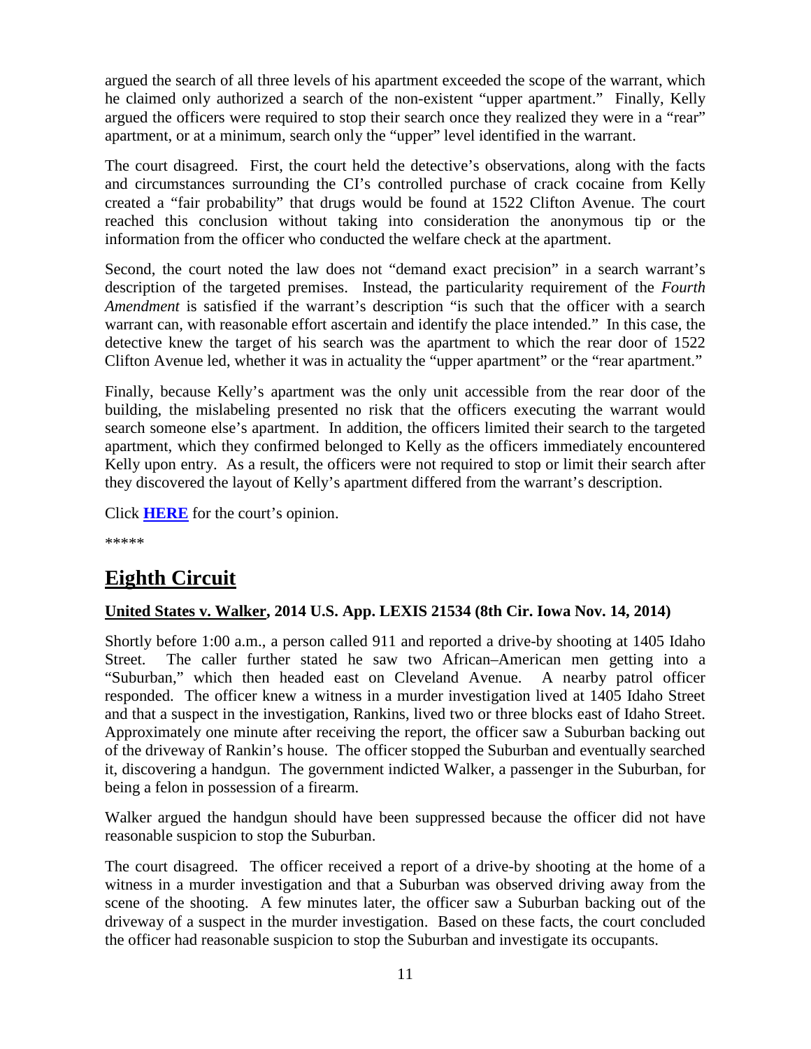argued the search of all three levels of his apartment exceeded the scope of the warrant, which he claimed only authorized a search of the non-existent "upper apartment." Finally, Kelly argued the officers were required to stop their search once they realized they were in a "rear" apartment, or at a minimum, search only the "upper" level identified in the warrant.

The court disagreed. First, the court held the detective's observations, along with the facts and circumstances surrounding the CI's controlled purchase of crack cocaine from Kelly created a "fair probability" that drugs would be found at 1522 Clifton Avenue. The court reached this conclusion without taking into consideration the anonymous tip or the information from the officer who conducted the welfare check at the apartment.

Second, the court noted the law does not "demand exact precision" in a search warrant's description of the targeted premises. Instead, the particularity requirement of the *Fourth Amendment* is satisfied if the warrant's description "is such that the officer with a search warrant can, with reasonable effort ascertain and identify the place intended." In this case, the detective knew the target of his search was the apartment to which the rear door of 1522 Clifton Avenue led, whether it was in actuality the "upper apartment" or the "rear apartment."

Finally, because Kelly's apartment was the only unit accessible from the rear door of the building, the mislabeling presented no risk that the officers executing the warrant would search someone else's apartment. In addition, the officers limited their search to the targeted apartment, which they confirmed belonged to Kelly as the officers immediately encountered Kelly upon entry. As a result, the officers were not required to stop or limit their search after they discovered the layout of Kelly's apartment differed from the warrant's description.

Click **HERE** for the court's opinion.

*****

## Eighth Circuit

### United States v. Walker, 2014 U.S. App. LEXIS 21534 (8th Cir. Iowa Nov. 14, 2014)

Shortly before 1:00 a.m., a person called 911 and reported a drive-by shooting at 1405 Idaho Street. The caller further stated he saw two African–American men getting into a "Suburban," which then headed east on Cleveland Avenue. A nearby patrol officer responded. The officer knew a witness in a murder investigation lived at 1405 Idaho Street and that a suspect in the investigation, Rankins, lived two or three blocks east of Idaho Street. Approximately one minute after receiving the report, the officer saw a Suburban backing out of the driveway of Rankin's house. The officer stopped the Suburban and eventually searched it, discovering a handgun. The government indicted Walker, a passenger in the Suburban, for being a felon in possession of a firearm.

Walker argued the handgun should have been suppressed because the officer did not have reasonable suspicion to stop the Suburban.

The court disagreed. The officer received a report of a drive-by shooting at the home of a witness in a murder investigation and that a Suburban was observed driving away from the scene of the shooting. A few minutes later, the officer saw a Suburban backing out of the driveway of a suspect in the murder investigation. Based on these facts, the court concluded the officer had reasonable suspicion to stop the Suburban and investigate its occupants.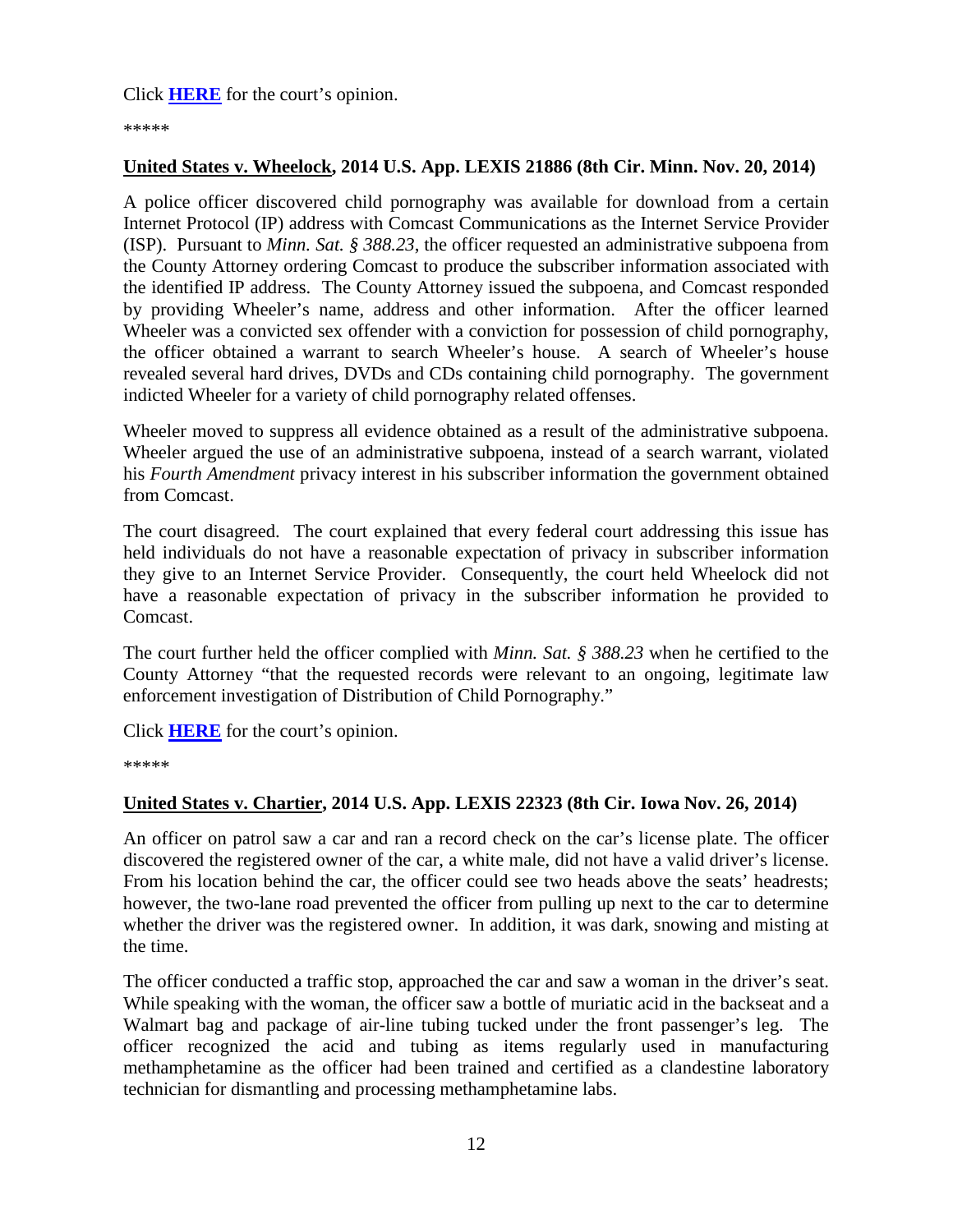Click **HERE** for the court's opinion.

*****

**United States v. Wheelock, 2014 U.S. App. LEXIS 21886 (8th Cir. Minn. Nov. 20, 2014)**

A police officer discovered child pornography was available for download from a certain Internet Protocol (IP) address with Comcast Communications as the Internet Service Provider (ISP). Pursuant to *Minn. Sat. § 388.23*, the officer requested an administrative subpoena from the County Attorney ordering Comcast to produce the subscriber information associated with the identified IP address. The County Attorney issued the subpoena, and Comcast responded by providing Wheeler's name, address and other information. After the officer learned Wheeler was a convicted sex offender with a conviction for possession of child pornography, the officer obtained a warrant to search Wheeler's house. A search of Wheeler's house revealed several hard drives, DVDs and CDs containing child pornography. The government indicted Wheeler for a variety of child pornography related offenses.

Wheeler moved to suppress all evidence obtained as a result of the administrative subpoena. Wheeler argued the use of an administrative subpoena, instead of a search warrant, violated his *Fourth Amendment* privacy interest in his subscriber information the government obtained from Comcast.

The court disagreed. The court explained that every federal court addressing this issue has held individuals do not have a reasonable expectation of privacy in subscriber information they give to an Internet Service Provider. Consequently, the court held Wheelock did not have a reasonable expectation of privacy in the subscriber information he provided to Comcast.

The court further held the officer complied with *Minn. Sat. § 388.23* when he certified to the County Attorney "that the requested records were relevant to an ongoing, legitimate law enforcement investigation of Distribution of Child Pornography."

Click **HERE** for the court's opinion.

*****

**United States v. Chartier, 2014 U.S. App. LEXIS 22323 (8th Cir. Iowa Nov. 26, 2014)**

An officer on patrol saw a car and ran a record check on the car's license plate. The officer discovered the registered owner of the car, a white male, did not have a valid driver's license. From his location behind the car, the officer could see two heads above the seats' headrests; however, the two-lane road prevented the officer from pulling up next to the car to determine whether the driver was the registered owner. In addition, it was dark, snowing and misting at the time.

The officer conducted a traffic stop, approached the car and saw a woman in the driver's seat. While speaking with the woman, the officer saw a bottle of muriatic acid in the backseat and a Walmart bag and package of air-line tubing tucked under the front passenger's leg. The officer recognized the acid and tubing as items regularly used in manufacturing methamphetamine as the officer had been trained and certified as a clandestine laboratory technician for dismantling and processing methamphetamine labs.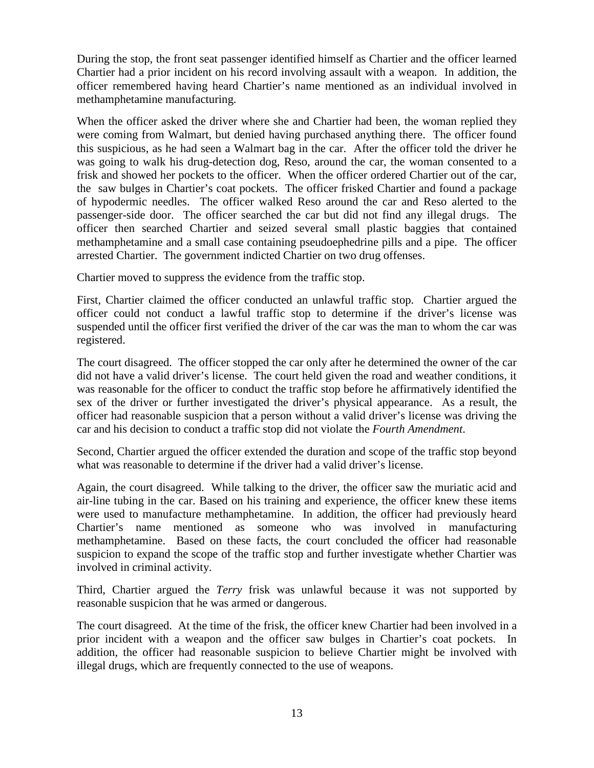During the stop, the front seat passenger identified himself as Chartier and the officer learned Chartier had a prior incident on his record involving assault with a weapon. In addition, the officer remembered having heard Chartier's name mentioned as an individual involved in methamphetamine manufacturing.

When the officer asked the driver where she and Chartier had been, the woman replied they were coming from Walmart, but denied having purchased anything there. The officer found this suspicious, as he had seen a Walmart bag in the car. After the officer told the driver he was going to walk his drug-detection dog, Reso, around the car, the woman consented to a frisk and showed her pockets to the officer. When the officer ordered Chartier out of the car, the saw bulges in Chartier's coat pockets. The officer frisked Chartier and found a package of hypodermic needles. The officer walked Reso around the car and Reso alerted to the passenger-side door. The officer searched the car but did not find any illegal drugs. The officer then searched Chartier and seized several small plastic baggies that contained methamphetamine and a small case containing pseudoephedrine pills and a pipe. The officer arrested Chartier. The government indicted Chartier on two drug offenses.

Chartier moved to suppress the evidence from the traffic stop.

First, Chartier claimed the officer conducted an unlawful traffic stop. Chartier argued the officer could not conduct a lawful traffic stop to determine if the driver's license was suspended until the officer first verified the driver of the car was the man to whom the car was registered.

The court disagreed. The officer stopped the car only after he determined the owner of the car did not have a valid driver's license. The court held given the road and weather conditions, it was reasonable for the officer to conduct the traffic stop before he affirmatively identified the sex of the driver or further investigated the driver's physical appearance. As a result, the officer had reasonable suspicion that a person without a valid driver's license was driving the car and his decision to conduct a traffic stop did not violate the *Fourth Amendment*.

Second, Chartier argued the officer extended the duration and scope of the traffic stop beyond what was reasonable to determine if the driver had a valid driver's license.

Again, the court disagreed. While talking to the driver, the officer saw the muriatic acid and air-line tubing in the car. Based on his training and experience, the officer knew these items were used to manufacture methamphetamine. In addition, the officer had previously heard Chartier's name mentioned as someone who was involved in manufacturing methamphetamine. Based on these facts, the court concluded the officer had reasonable suspicion to expand the scope of the traffic stop and further investigate whether Chartier was involved in criminal activity.

Third, Chartier argued the *Terry* frisk was unlawful because it was not supported by reasonable suspicion that he was armed or dangerous.

The court disagreed. At the time of the frisk, the officer knew Chartier had been involved in a prior incident with a weapon and the officer saw bulges in Chartier's coat pockets. In addition, the officer had reasonable suspicion to believe Chartier might be involved with illegal drugs, which are frequently connected to the use of weapons.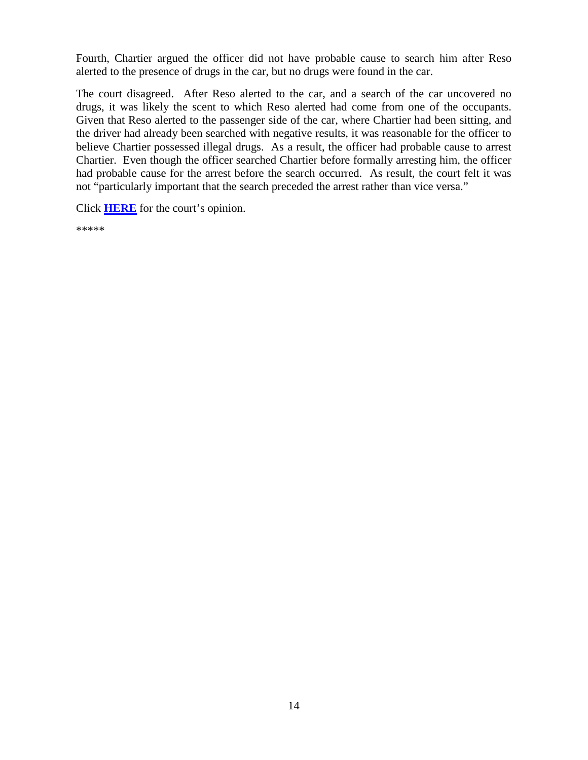Fourth, Chartier argued the officer did not have probable cause to search him after Reso alerted to the presence of drugs in the car, but no drugs were found in the car.

The court disagreed. After Reso alerted to the car, and a search of the car uncovered no drugs, it was likely the scent to which Reso alerted had come from one of the occupants. Given that Reso alerted to the passenger side of the car, where Chartier had been sitting, and the driver had already been searched with negative results, it was reasonable for the officer to believe Chartier possessed illegal drugs. As a result, the officer had probable cause to arrest Chartier. Even though the officer searched Chartier before formally arresting him, the officer had probable cause for the arrest before the search occurred. As result, the court felt it was not "particularly important that the search preceded the arrest rather than vice versa."

Click **HERE** for the court's opinion.

*****